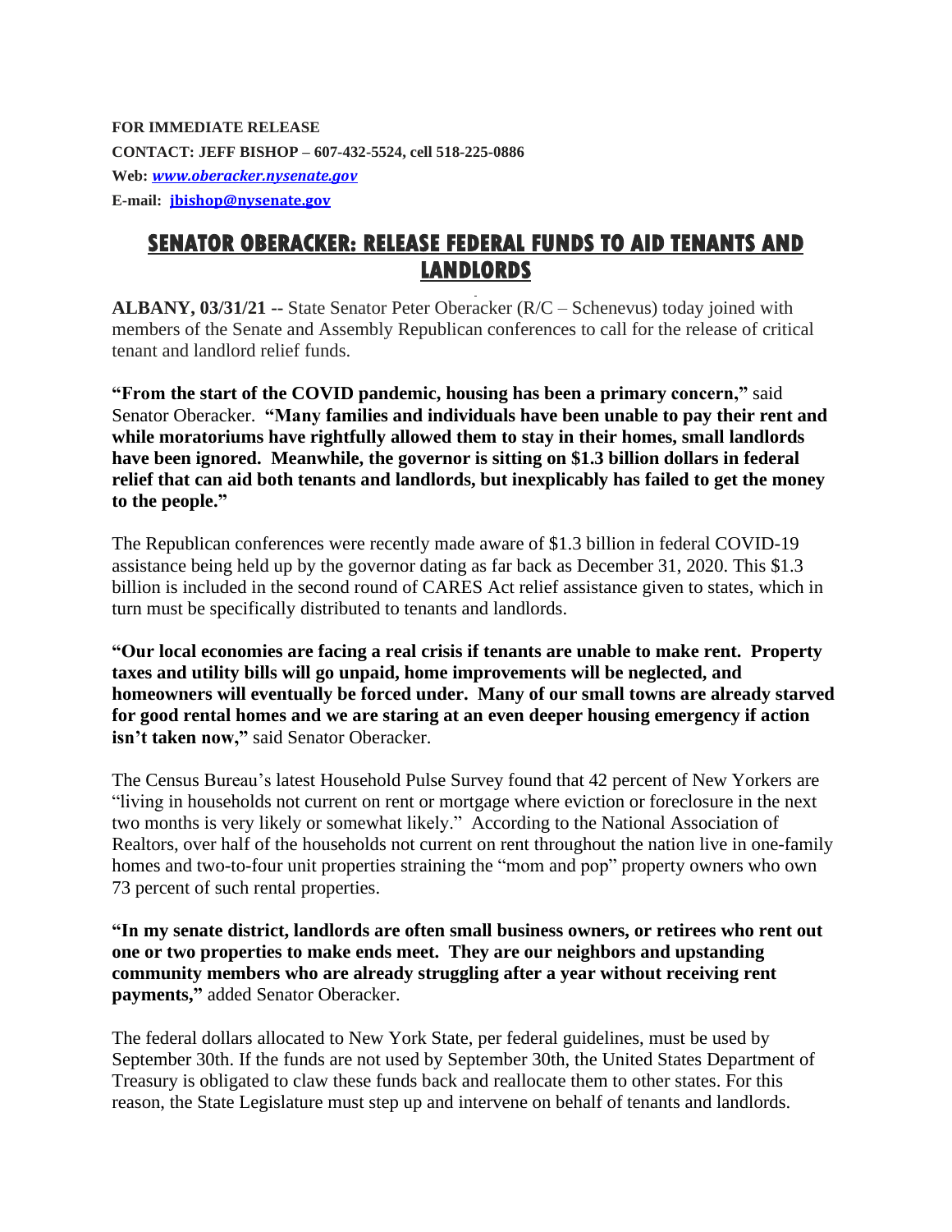**FOR IMMEDIATE RELEASE**
**CONTACT: JEFF BISHOP – 607-432-5524, cell 518-225-0886**
**Web:** ***[www.oberacker.nysenate.gov](http://www.oberacker.nysenate.gov)***
**E-mail:** **[jbishop@nysenate.gov](mailto:jbishop@nysenate.gov)**

# SENATOR OBERACKER: RELEASE FEDERAL FUNDS TO AID TENANTS AND LANDLORDS

**ALBANY, 03/31/21 --** State Senator Peter Oberacker (R/C – Schenevus) today joined with members of the Senate and Assembly Republican conferences to call for the release of critical tenant and landlord relief funds.

**"From the start of the COVID pandemic, housing has been a primary concern,"** said Senator Oberacker. **"Many families and individuals have been unable to pay their rent and while moratoriums have rightfully allowed them to stay in their homes, small landlords have been ignored. Meanwhile, the governor is sitting on $1.3 billion dollars in federal relief that can aid both tenants and landlords, but inexplicably has failed to get the money to the people."**

The Republican conferences were recently made aware of $1.3 billion in federal COVID-19 assistance being held up by the governor dating as far back as December 31, 2020. This $1.3 billion is included in the second round of CARES Act relief assistance given to states, which in turn must be specifically distributed to tenants and landlords.

**"Our local economies are facing a real crisis if tenants are unable to make rent. Property taxes and utility bills will go unpaid, home improvements will be neglected, and homeowners will eventually be forced under. Many of our small towns are already starved for good rental homes and we are staring at an even deeper housing emergency if action isn't taken now,"** said Senator Oberacker.

The Census Bureau's latest Household Pulse Survey found that 42 percent of New Yorkers are "living in households not current on rent or mortgage where eviction or foreclosure in the next two months is very likely or somewhat likely." According to the National Association of Realtors, over half of the households not current on rent throughout the nation live in one-family homes and two-to-four unit properties straining the "mom and pop" property owners who own 73 percent of such rental properties.

**"In my senate district, landlords are often small business owners, or retirees who rent out one or two properties to make ends meet. They are our neighbors and upstanding community members who are already struggling after a year without receiving rent payments,"** added Senator Oberacker.

The federal dollars allocated to New York State, per federal guidelines, must be used by September 30th. If the funds are not used by September 30th, the United States Department of Treasury is obligated to claw these funds back and reallocate them to other states. For this reason, the State Legislature must step up and intervene on behalf of tenants and landlords.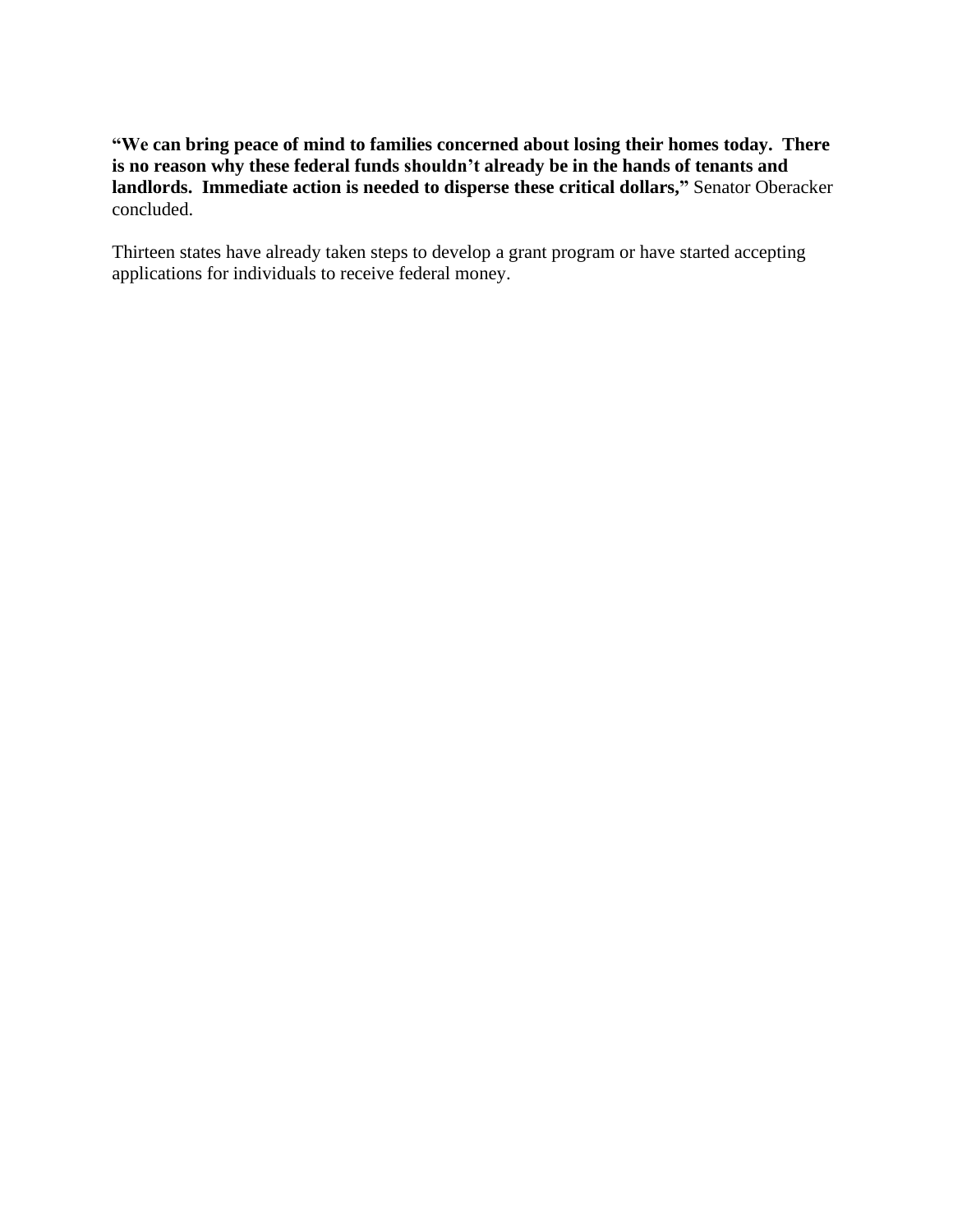**"We can bring peace of mind to families concerned about losing their homes today. There is no reason why these federal funds shouldn't already be in the hands of tenants and landlords. Immediate action is needed to disperse these critical dollars,"** Senator Oberacker concluded.

Thirteen states have already taken steps to develop a grant program or have started accepting applications for individuals to receive federal money.